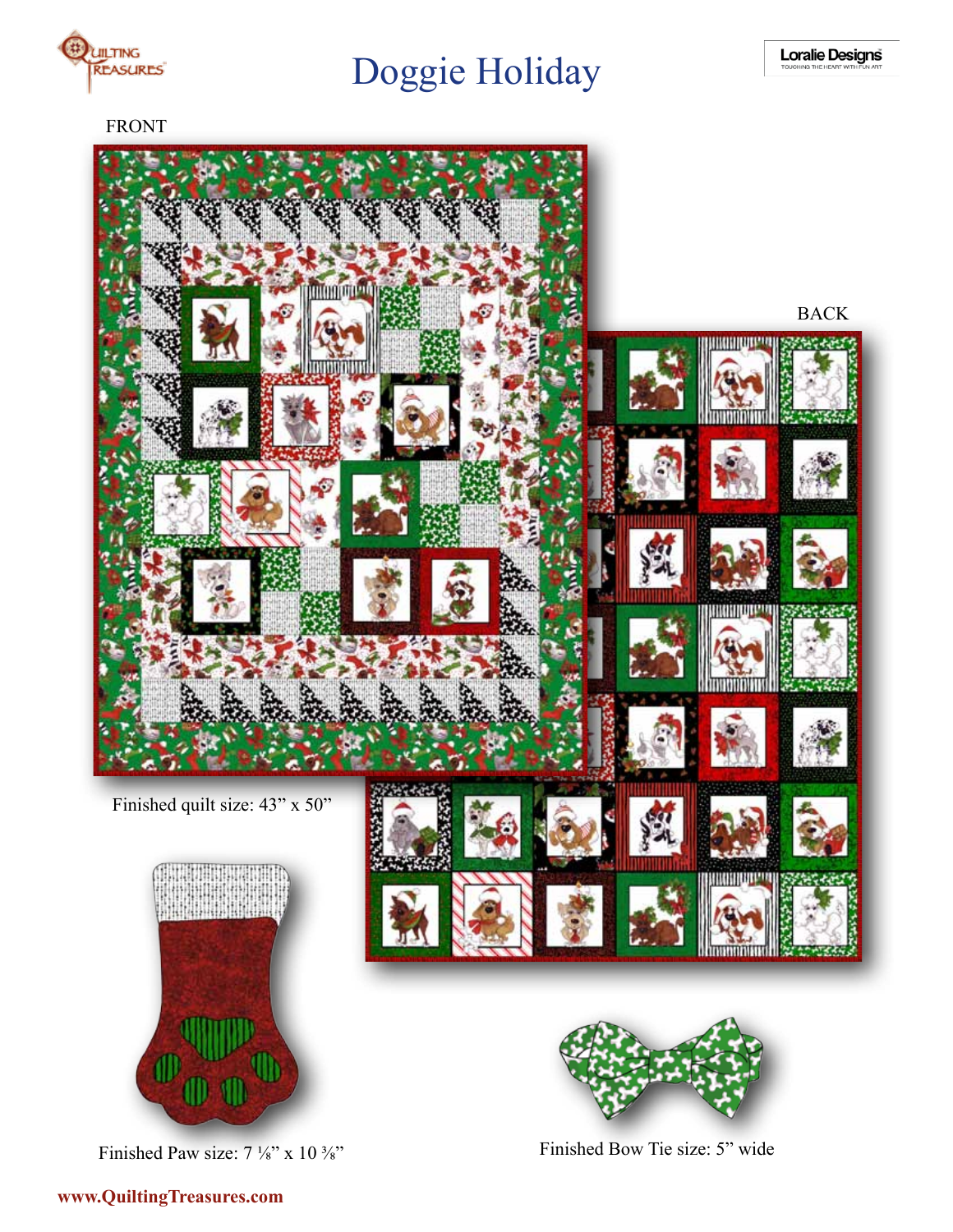# Doggie Holiday

FRONT

BACK

Finished quilt size: 43” x 50”

Finished Paw size: 7 ⅛” x 10 ⅜”

Finished Bow Tie size: 5” wide

www.QuiltingTreasures.com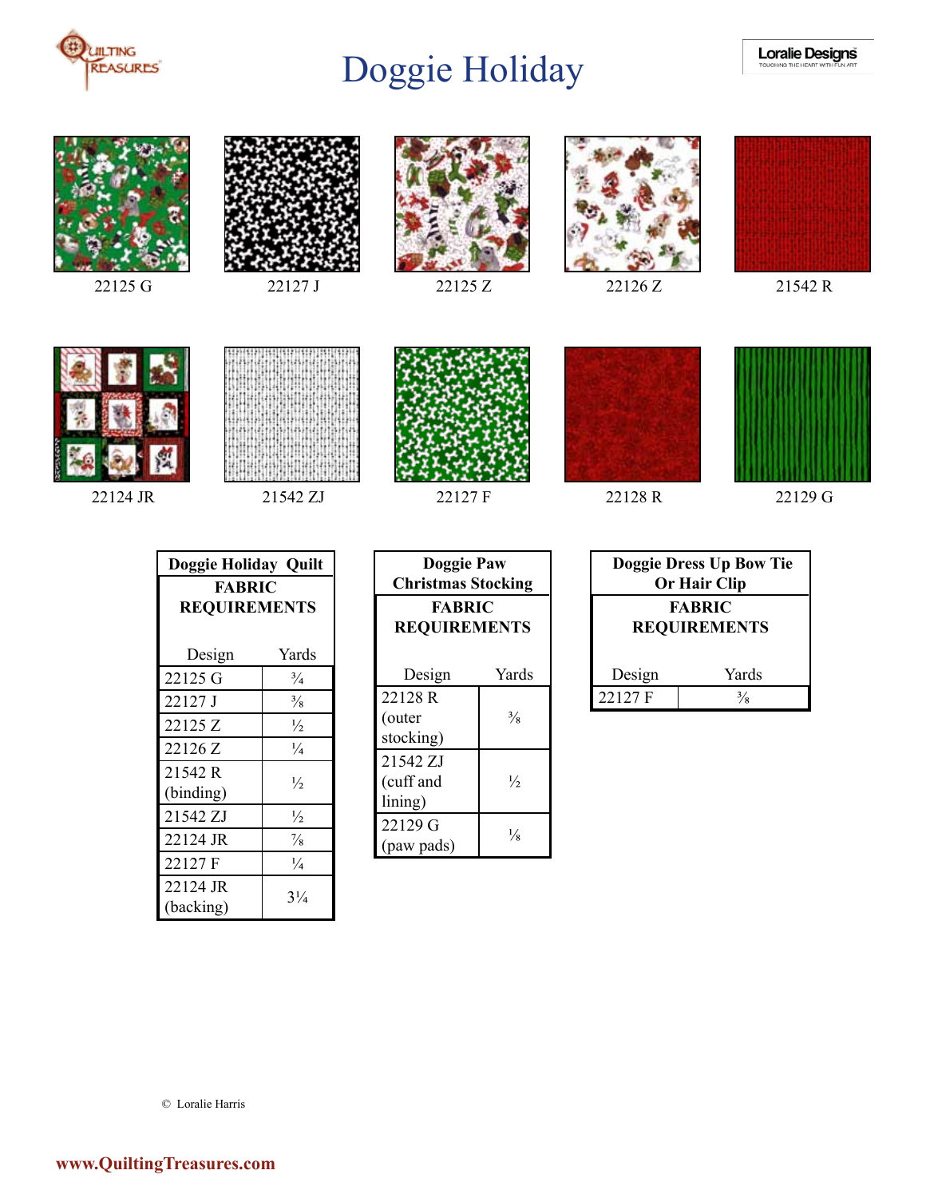# Doggie Holiday

22125 G

22127 J

22125 Z

22126 Z

21542 R

22124 JR

21542 ZJ

22127 F

22128 R

22129 G

**Doggie Holiday Quilt**
**FABRIC REQUIREMENTS**

| Design | Yards |
|---|---|
| 22125 G | ¾ |
| 22127 J | ⅜ |
| 22125 Z | ½ |
| 22126 Z | ¼ |
| 21542 R (binding) | ½ |
| 21542 ZJ | ½ |
| 22124 JR | ⅞ |
| 22127 F | ¼ |
| 22124 JR (backing) | 3¼ |

**Doggie Paw Christmas Stocking**
**FABRIC REQUIREMENTS**

| Design | Yards |
|---|---|
| 22128 R (outer stocking) | ⅜ |
| 21542 ZJ (cuff and lining) | ½ |
| 22129 G (paw pads) | ⅛ |

**Doggie Dress Up Bow Tie Or Hair Clip**
**FABRIC REQUIREMENTS**

| Design | Yards |
|---|---|
| 22127 F | ⅜ |

© Loralie Harris

www.QuiltingTreasures.com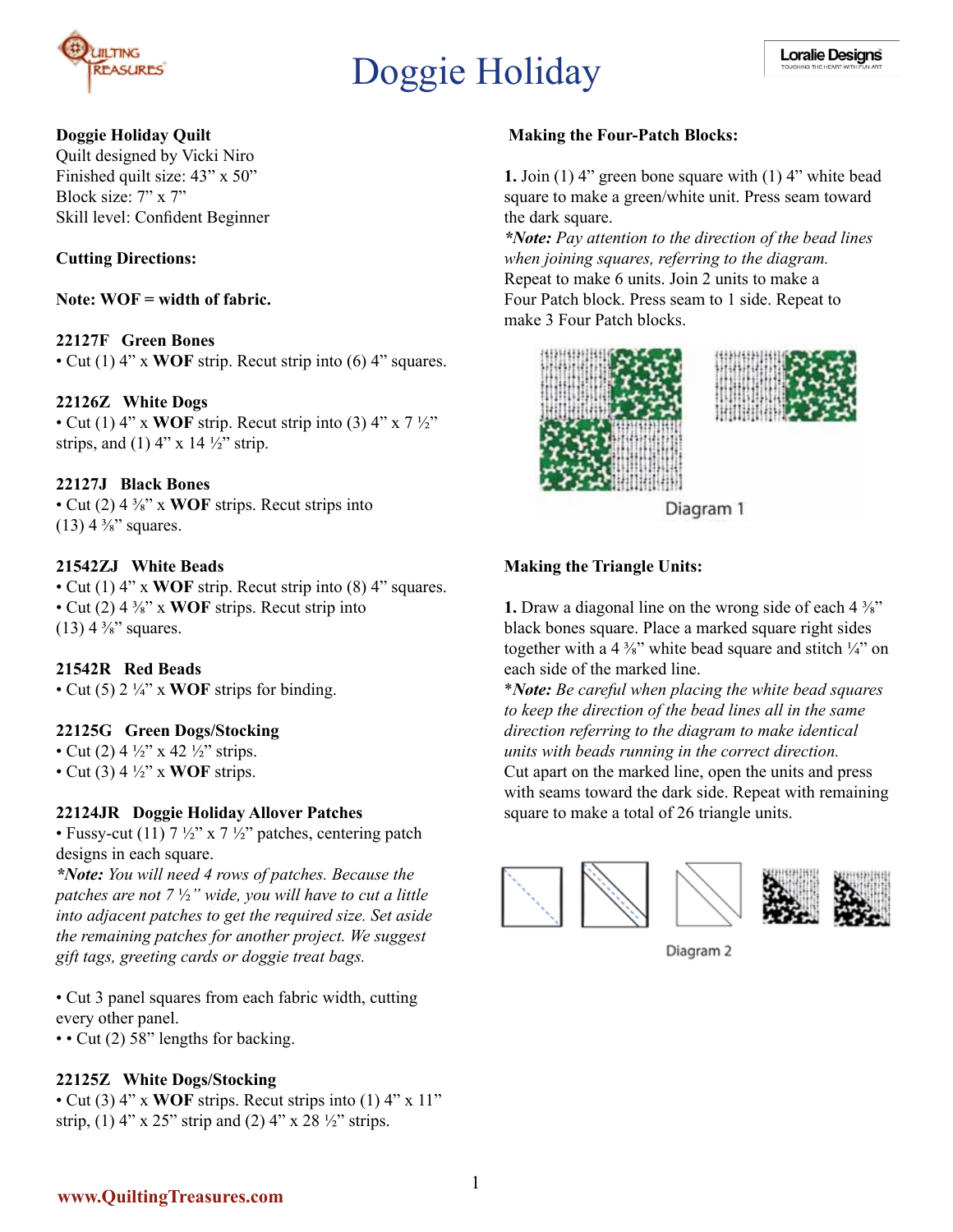# Doggie Holiday

**Doggie Holiday Quilt**
Quilt designed by Vicki Niro
Finished quilt size: 43" x 50"
Block size: 7" x 7"
Skill level: Confident Beginner

**Cutting Directions:**

**Note: WOF = width of fabric.**

**22127F Green Bones**
• Cut (1) 4" x **WOF** strip. Recut strip into (6) 4" squares.

**22126Z White Dogs**
• Cut (1) 4" x **WOF** strip. Recut strip into (3) 4" x 7 ½" strips, and (1) 4" x 14 ½" strip.

**22127J Black Bones**
• Cut (2) 4 ⅜" x **WOF** strips. Recut strips into (13) 4 ⅜" squares.

**21542ZJ White Beads**
• Cut (1) 4" x **WOF** strip. Recut strip into (8) 4" squares.
• Cut (2) 4 ⅜" x **WOF** strips. Recut strip into (13) 4 ⅜" squares.

**21542R Red Beads**
• Cut (5) 2 ¼" x **WOF** strips for binding.

**22125G Green Dogs/Stocking**
• Cut (2) 4 ½" x 42 ½" strips.
• Cut (3) 4 ½" x **WOF** strips.

**22124JR Doggie Holiday Allover Patches**
• Fussy-cut (11) 7 ½" x 7 ½" patches, centering patch designs in each square.
***Note:** You will need 4 rows of patches. Because the patches are not 7 ½" wide, you will have to cut a little into adjacent patches to get the required size. Set aside the remaining patches for another project. We suggest gift tags, greeting cards or doggie treat bags.*

• Cut 3 panel squares from each fabric width, cutting every other panel.
• • Cut (2) 58" lengths for backing.

**22125Z White Dogs/Stocking**
• Cut (3) 4" x **WOF** strips. Recut strips into (1) 4" x 11" strip, (1) 4" x 25" strip and (2) 4" x 28 ½" strips.

**Making the Four-Patch Blocks:**

**1.** Join (1) 4" green bone square with (1) 4" white bead square to make a green/white unit. Press seam toward the dark square.
***Note:** Pay attention to the direction of the bead lines when joining squares, referring to the diagram.*
Repeat to make 6 units. Join 2 units to make a Four Patch block. Press seam to 1 side. Repeat to make 3 Four Patch blocks.

Diagram 1

**Making the Triangle Units:**

**1.** Draw a diagonal line on the wrong side of each 4 ⅜" black bones square. Place a marked square right sides together with a 4 ⅜" white bead square and stitch ¼" on each side of the marked line.
**Note:** *Be careful when placing the white bead squares to keep the direction of the bead lines all in the same direction referring to the diagram to make identical units with beads running in the correct direction.*
Cut apart on the marked line, open the units and press with seams toward the dark side. Repeat with remaining square to make a total of 26 triangle units.

Diagram 2

www.QuiltingTreasures.com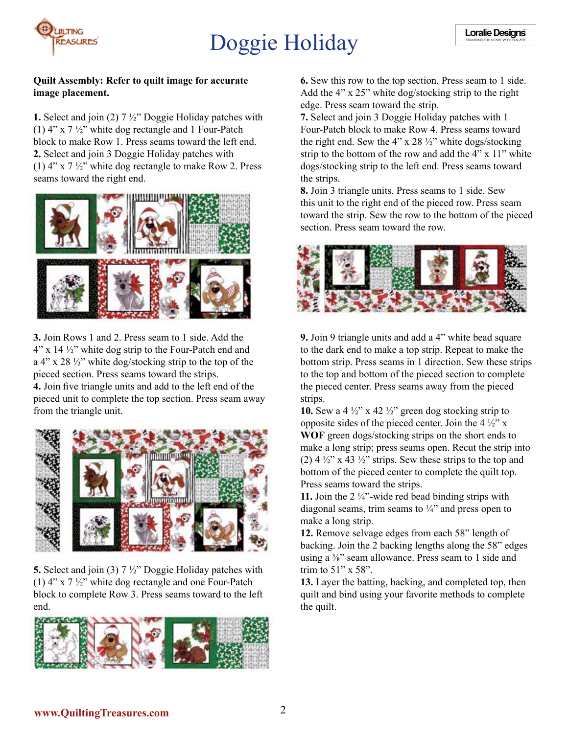# Doggie Holiday

**Quilt Assembly: Refer to quilt image for accurate image placement.**

**1.** Select and join (2) 7 ½" Doggie Holiday patches with (1) 4" x 7 ½" white dog rectangle and 1 Four-Patch block to make Row 1. Press seams toward the left end.
**2.** Select and join 3 Doggie Holiday patches with (1) 4" x 7 ½" white dog rectangle to make Row 2. Press seams toward the right end.

**3.** Join Rows 1 and 2. Press seam to 1 side. Add the 4" x 14 ½" white dog strip to the Four-Patch end and a 4" x 28 ½" white dog/stocking strip to the top of the pieced section. Press seams toward the strips.
**4.** Join five triangle units and add to the left end of the pieced unit to complete the top section. Press seam away from the triangle unit.

**5.** Select and join (3) 7 ½" Doggie Holiday patches with (1) 4" x 7 ½" white dog rectangle and one Four-Patch block to complete Row 3. Press seams toward to the left end.

**6.** Sew this row to the top section. Press seam to 1 side. Add the 4" x 25" white dog/stocking strip to the right edge. Press seam toward the strip.
**7.** Select and join 3 Doggie Holiday patches with 1 Four-Patch block to make Row 4. Press seams toward the right end. Sew the 4" x 28 ½" white dogs/stocking strip to the bottom of the row and add the 4" x 11" white dogs/stocking strip to the left end. Press seams toward the strips.
**8.** Join 3 triangle units. Press seams to 1 side. Sew this unit to the right end of the pieced row. Press seam toward the strip. Sew the row to the bottom of the pieced section. Press seam toward the row.

**9.** Join 9 triangle units and add a 4" white bead square to the dark end to make a top strip. Repeat to make the bottom strip. Press seams in 1 direction. Sew these strips to the top and bottom of the pieced section to complete the pieced center. Press seams away from the pieced strips.
**10.** Sew a 4 ½" x 42 ½" green dog stocking strip to opposite sides of the pieced center. Join the 4 ½" x **WOF** green dogs/stocking strips on the short ends to make a long strip; press seams open. Recut the strip into (2) 4 ½" x 43 ½" strips. Sew these strips to the top and bottom of the pieced center to complete the quilt top. Press seams toward the strips.
**11.** Join the 2 ¼"-wide red bead binding strips with diagonal seams, trim seams to ¼" and press open to make a long strip.
**12.** Remove selvage edges from each 58" length of backing. Join the 2 backing lengths along the 58" edges using a ⅜" seam allowance. Press seam to 1 side and trim to 51" x 58".
**13.** Layer the batting, backing, and completed top, then quilt and bind using your favorite methods to complete the quilt.

www.QuiltingTreasures.com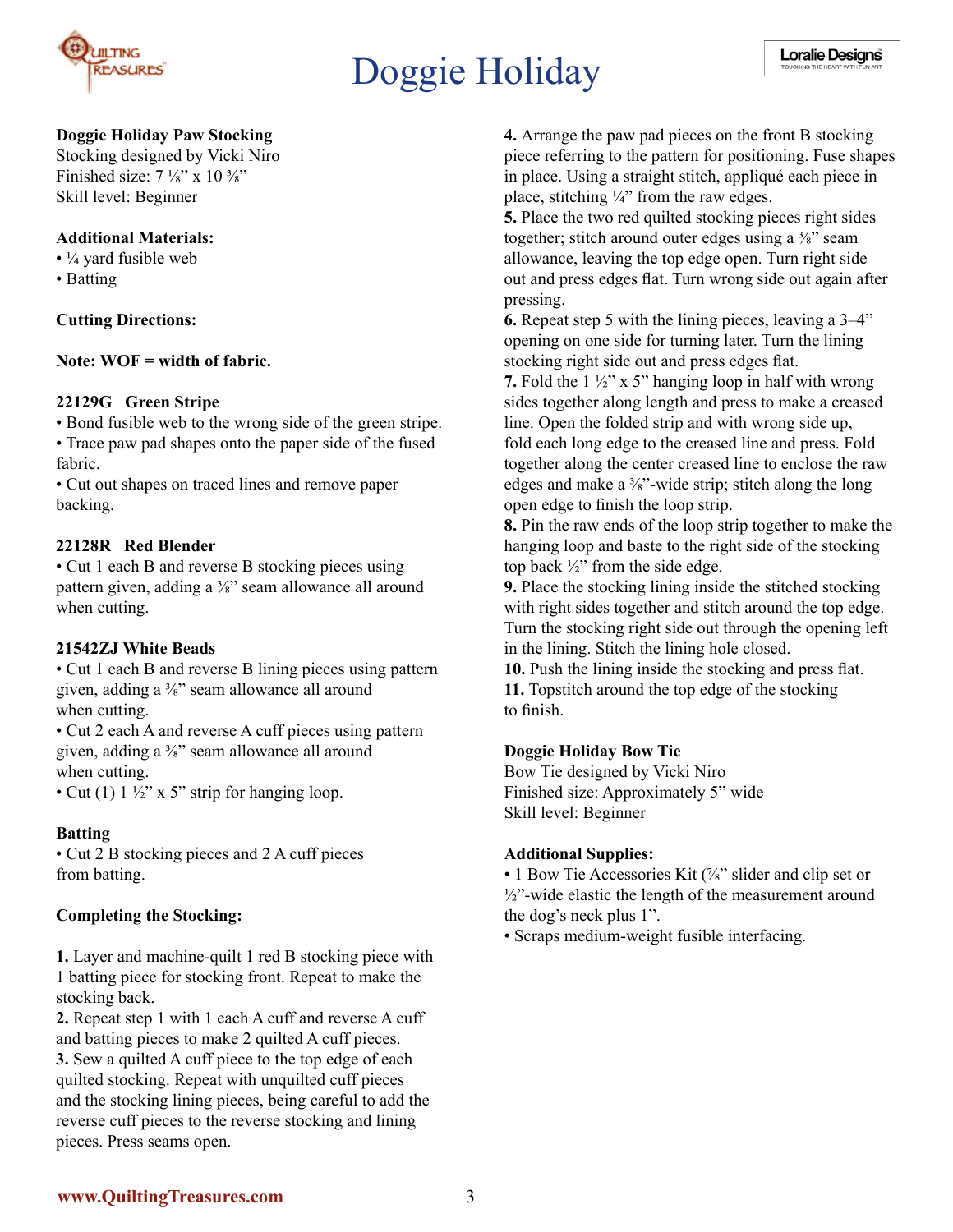# Doggie Holiday

**Doggie Holiday Paw Stocking**
Stocking designed by Vicki Niro
Finished size: 7 ⅛" x 10 ⅜"
Skill level: Beginner

**Additional Materials:**

- ¼ yard fusible web
- Batting

**Cutting Directions:**

**Note: WOF = width of fabric.**

**22129G Green Stripe**

- Bond fusible web to the wrong side of the green stripe.
- Trace paw pad shapes onto the paper side of the fused fabric.
- Cut out shapes on traced lines and remove paper backing.

**22128R Red Blender**

- Cut 1 each B and reverse B stocking pieces using pattern given, adding a ⅜" seam allowance all around when cutting.

**21542ZJ White Beads**

- Cut 1 each B and reverse B lining pieces using pattern given, adding a ⅜" seam allowance all around when cutting.
- Cut 2 each A and reverse A cuff pieces using pattern given, adding a ⅜" seam allowance all around when cutting.
- Cut (1) 1 ½" x 5" strip for hanging loop.

**Batting**

- Cut 2 B stocking pieces and 2 A cuff pieces from batting.

**Completing the Stocking:**

**1.** Layer and machine-quilt 1 red B stocking piece with 1 batting piece for stocking front. Repeat to make the stocking back.
**2.** Repeat step 1 with 1 each A cuff and reverse A cuff and batting pieces to make 2 quilted A cuff pieces.
**3.** Sew a quilted A cuff piece to the top edge of each quilted stocking. Repeat with unquilted cuff pieces and the stocking lining pieces, being careful to add the reverse cuff pieces to the reverse stocking and lining pieces. Press seams open.
**4.** Arrange the paw pad pieces on the front B stocking piece referring to the pattern for positioning. Fuse shapes in place. Using a straight stitch, appliqué each piece in place, stitching ¼" from the raw edges.
**5.** Place the two red quilted stocking pieces right sides together; stitch around outer edges using a ⅜" seam allowance, leaving the top edge open. Turn right side out and press edges flat. Turn wrong side out again after pressing.
**6.** Repeat step 5 with the lining pieces, leaving a 3–4" opening on one side for turning later. Turn the lining stocking right side out and press edges flat.
**7.** Fold the 1 ½" x 5" hanging loop in half with wrong sides together along length and press to make a creased line. Open the folded strip and with wrong side up, fold each long edge to the creased line and press. Fold together along the center creased line to enclose the raw edges and make a ⅜"-wide strip; stitch along the long open edge to finish the loop strip.
**8.** Pin the raw ends of the loop strip together to make the hanging loop and baste to the right side of the stocking top back ½" from the side edge.
**9.** Place the stocking lining inside the stitched stocking with right sides together and stitch around the top edge. Turn the stocking right side out through the opening left in the lining. Stitch the lining hole closed.
**10.** Push the lining inside the stocking and press flat.
**11.** Topstitch around the top edge of the stocking to finish.

**Doggie Holiday Bow Tie**
Bow Tie designed by Vicki Niro
Finished size: Approximately 5" wide
Skill level: Beginner

**Additional Supplies:**

- 1 Bow Tie Accessories Kit (⅞" slider and clip set or ½"-wide elastic the length of the measurement around the dog's neck plus 1".
- Scraps medium-weight fusible interfacing.

**www.QuiltingTreasures.com**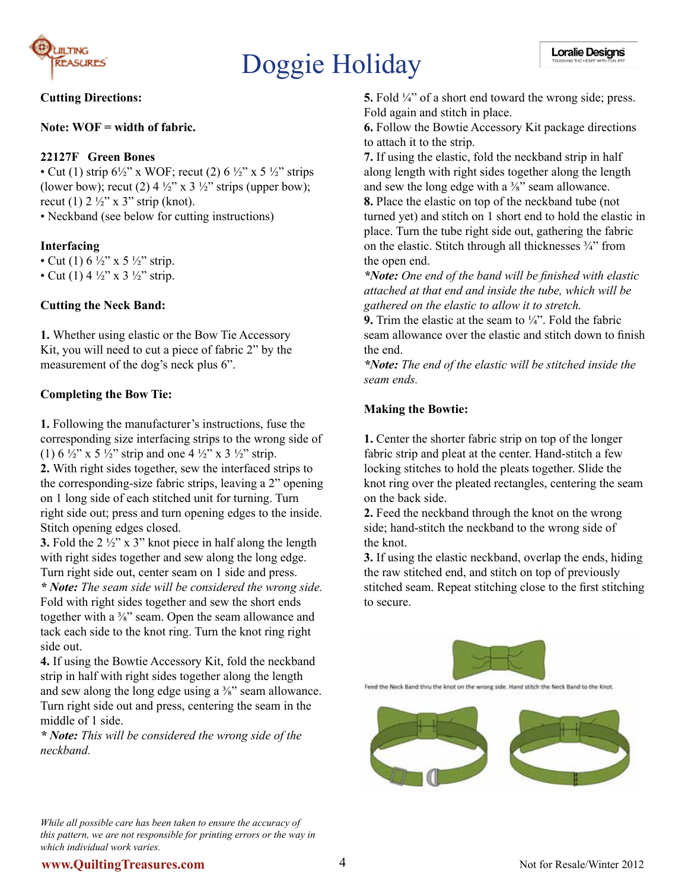# Doggie Holiday

**Cutting Directions:**

**Note: WOF = width of fabric.**

**22127F Green Bones**

- Cut (1) strip 6½" x WOF; recut (2) 6 ½" x 5 ½" strips (lower bow); recut (2) 4 ½" x 3 ½" strips (upper bow); recut (1) 2 ½" x 3" strip (knot).
- Neckband (see below for cutting instructions)

**Interfacing**

- Cut (1) 6 ½" x 5 ½" strip.
- Cut (1) 4 ½" x 3 ½" strip.

**Cutting the Neck Band:**

**1.** Whether using elastic or the Bow Tie Accessory Kit, you will need to cut a piece of fabric 2" by the measurement of the dog's neck plus 6".

**Completing the Bow Tie:**

**1.** Following the manufacturer's instructions, fuse the corresponding size interfacing strips to the wrong side of (1) 6 ½" x 5 ½" strip and one 4 ½" x 3 ½" strip.

**2.** With right sides together, sew the interfaced strips to the corresponding-size fabric strips, leaving a 2" opening on 1 long side of each stitched unit for turning. Turn right side out; press and turn opening edges to the inside. Stitch opening edges closed.

**3.** Fold the 2 ½" x 3" knot piece in half along the length with right sides together and sew along the long edge. Turn right side out, center seam on 1 side and press.

*** Note:** *The seam side will be considered the wrong side.*

Fold with right sides together and sew the short ends together with a ⅜" seam. Open the seam allowance and tack each side to the knot ring. Turn the knot ring right side out.

**4.** If using the Bowtie Accessory Kit, fold the neckband strip in half with right sides together along the length and sew along the long edge using a ⅜" seam allowance. Turn right side out and press, centering the seam in the middle of 1 side.

*** Note:** *This will be considered the wrong side of the neckband.*

**5.** Fold ¼" of a short end toward the wrong side; press. Fold again and stitch in place.

**6.** Follow the Bowtie Accessory Kit package directions to attach it to the strip.

**7.** If using the elastic, fold the neckband strip in half along length with right sides together along the length and sew the long edge with a ⅜" seam allowance.

**8.** Place the elastic on top of the neckband tube (not turned yet) and stitch on 1 short end to hold the elastic in place. Turn the tube right side out, gathering the fabric on the elastic. Stitch through all thicknesses ¾" from the open end.

***Note:** *One end of the band will be finished with elastic attached at that end and inside the tube, which will be gathered on the elastic to allow it to stretch.*

**9.** Trim the elastic at the seam to ¼". Fold the fabric seam allowance over the elastic and stitch down to finish the end.

***Note:** *The end of the elastic will be stitched inside the seam ends.*

**Making the Bowtie:**

**1.** Center the shorter fabric strip on top of the longer fabric strip and pleat at the center. Hand-stitch a few locking stitches to hold the pleats together. Slide the knot ring over the pleated rectangles, centering the seam on the back side.

**2.** Feed the neckband through the knot on the wrong side; hand-stitch the neckband to the wrong side of the knot.

**3.** If using the elastic neckband, overlap the ends, hiding the raw stitched end, and stitch on top of previously stitched seam. Repeat stitching close to the first stitching to secure.

Feed the Neck Band thru the knot on the wrong side. Hand stitch the Neck Band to the Knot.

*While all possible care has been taken to ensure the accuracy of this pattern, we are not responsible for printing errors or the way in which individual work varies.*

**www.QuiltingTreasures.com** Not for Resale/Winter 2012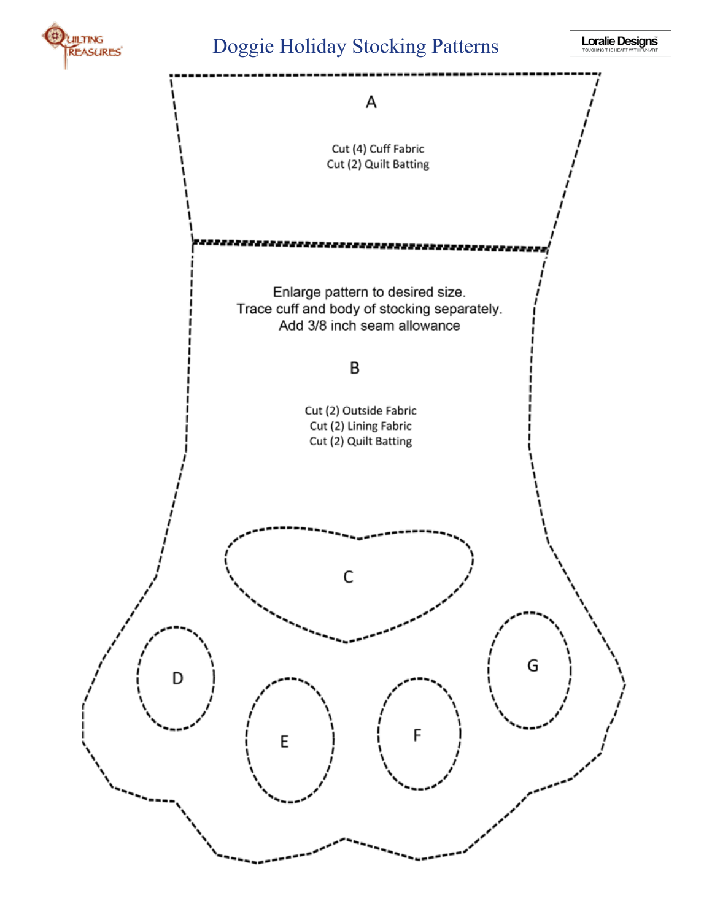# Doggie Holiday Stocking Patterns

A

Cut (4) Cuff Fabric
Cut (2) Quilt Batting

Enlarge pattern to desired size.
Trace cuff and body of stocking separately.
Add 3/8 inch seam allowance

B

Cut (2) Outside Fabric
Cut (2) Lining Fabric
Cut (2) Quilt Batting

C

D

G

E

F